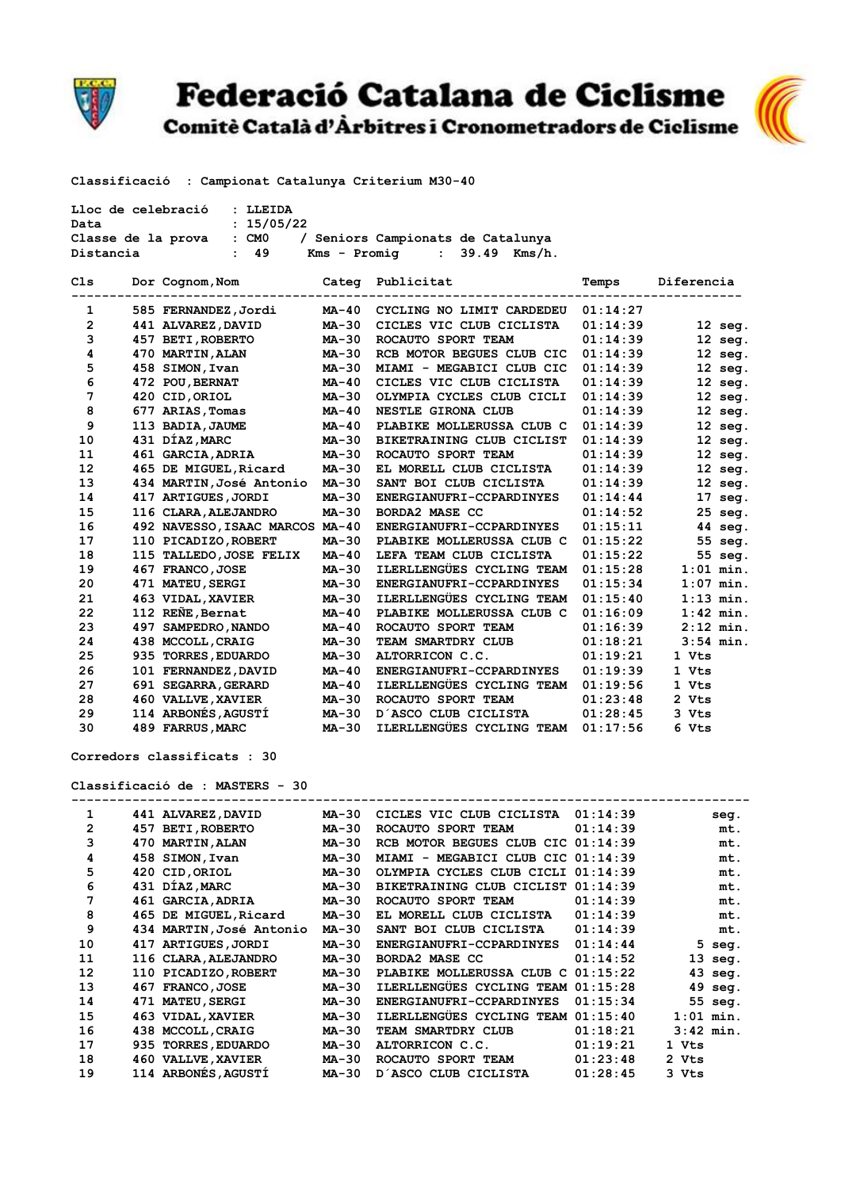# Federació Catalana de Ciclisme

## Comitè Català d'Àrbitres i Cronometradors de Ciclisme

**Classificació : Campionat Catalunya Criterium M30-40**

Lloc de celebració : LLEIDA
Data : 15/05/22
Classe de la prova : CM0 / Seniors Campionats de Catalunya
Distancia : 49 Kms - Promig : 39.49 Kms/h.

| Cls | Dor | Cognom,Nom | Categ | Publicitat | Temps | Diferencia |
|---|---|---|---|---|---|---|
| 1 | 585 | FERNANDEZ,Jordi | MA-40 | CYCLING NO LIMIT CARDEDEU | 01:14:27 | |
| 2 | 441 | ALVAREZ,DAVID | MA-30 | CICLES VIC CLUB CICLISTA | 01:14:39 | 12 seg. |
| 3 | 457 | BETI,ROBERTO | MA-30 | ROCAUTO SPORT TEAM | 01:14:39 | 12 seg. |
| 4 | 470 | MARTIN,ALAN | MA-30 | RCB MOTOR BEGUES CLUB CIC | 01:14:39 | 12 seg. |
| 5 | 458 | SIMON,Ivan | MA-30 | MIAMI - MEGABICI CLUB CIC | 01:14:39 | 12 seg. |
| 6 | 472 | POU,BERNAT | MA-40 | CICLES VIC CLUB CICLISTA | 01:14:39 | 12 seg. |
| 7 | 420 | CID,ORIOL | MA-30 | OLYMPIA CYCLES CLUB CICLI | 01:14:39 | 12 seg. |
| 8 | 677 | ARIAS,Tomas | MA-40 | NESTLE GIRONA CLUB | 01:14:39 | 12 seg. |
| 9 | 113 | BADIA,JAUME | MA-40 | PLABIKE MOLLERUSSA CLUB C | 01:14:39 | 12 seg. |
| 10 | 431 | DÍAZ,MARC | MA-30 | BIKETRAINING CLUB CICLIST | 01:14:39 | 12 seg. |
| 11 | 461 | GARCIA,ADRIA | MA-30 | ROCAUTO SPORT TEAM | 01:14:39 | 12 seg. |
| 12 | 465 | DE MIGUEL,Ricard | MA-30 | EL MORELL CLUB CICLISTA | 01:14:39 | 12 seg. |
| 13 | 434 | MARTIN,José Antonio | MA-30 | SANT BOI CLUB CICLISTA | 01:14:39 | 12 seg. |
| 14 | 417 | ARTIGUES,JORDI | MA-30 | ENERGIANUFRI-CCPARDINYES | 01:14:44 | 17 seg. |
| 15 | 116 | CLARA,ALEJANDRO | MA-30 | BORDA2 MASE CC | 01:14:52 | 25 seg. |
| 16 | 492 | NAVESSO,ISAAC MARCOS | MA-40 | ENERGIANUFRI-CCPARDINYES | 01:15:11 | 44 seg. |
| 17 | 110 | PICADIZO,ROBERT | MA-30 | PLABIKE MOLLERUSSA CLUB C | 01:15:22 | 55 seg. |
| 18 | 115 | TALLEDO,JOSE FELIX | MA-40 | LEFA TEAM CLUB CICLISTA | 01:15:22 | 55 seg. |
| 19 | 467 | FRANCO,JOSE | MA-30 | ILERLLENGÜES CYCLING TEAM | 01:15:28 | 1:01 min. |
| 20 | 471 | MATEU,SERGI | MA-30 | ENERGIANUFRI-CCPARDINYES | 01:15:34 | 1:07 min. |
| 21 | 463 | VIDAL,XAVIER | MA-30 | ILERLLENGÜES CYCLING TEAM | 01:15:40 | 1:13 min. |
| 22 | 112 | REÑE,Bernat | MA-40 | PLABIKE MOLLERUSSA CLUB C | 01:16:09 | 1:42 min. |
| 23 | 497 | SAMPEDRO,NANDO | MA-40 | ROCAUTO SPORT TEAM | 01:16:39 | 2:12 min. |
| 24 | 438 | MCCOLL,CRAIG | MA-30 | TEAM SMARTDRY CLUB | 01:18:21 | 3:54 min. |
| 25 | 935 | TORRES,EDUARDO | MA-30 | ALTORRICON C.C. | 01:19:21 | 1 Vts |
| 26 | 101 | FERNANDEZ,DAVID | MA-40 | ENERGIANUFRI-CCPARDINYES | 01:19:39 | 1 Vts |
| 27 | 691 | SEGARRA,GERARD | MA-40 | ILERLLENGÜES CYCLING TEAM | 01:19:56 | 1 Vts |
| 28 | 460 | VALLVE,XAVIER | MA-30 | ROCAUTO SPORT TEAM | 01:23:48 | 2 Vts |
| 29 | 114 | ARBONÉS,AGUSTÍ | MA-30 | D´ASCO CLUB CICLISTA | 01:28:45 | 3 Vts |
| 30 | 489 | FARRUS,MARC | MA-30 | ILERLLENGÜES CYCLING TEAM | 01:17:56 | 6 Vts |

Corredors classificats : 30

**Classificació de : MASTERS - 30**

| Cls | Dor | Cognom,Nom | Categ | Publicitat | Temps | Diferencia |
|---|---|---|---|---|---|---|
| 1 | 441 | ALVAREZ,DAVID | MA-30 | CICLES VIC CLUB CICLISTA | 01:14:39 | seg. |
| 2 | 457 | BETI,ROBERTO | MA-30 | ROCAUTO SPORT TEAM | 01:14:39 | mt. |
| 3 | 470 | MARTIN,ALAN | MA-30 | RCB MOTOR BEGUES CLUB CIC | 01:14:39 | mt. |
| 4 | 458 | SIMON,Ivan | MA-30 | MIAMI - MEGABICI CLUB CIC | 01:14:39 | mt. |
| 5 | 420 | CID,ORIOL | MA-30 | OLYMPIA CYCLES CLUB CICLI | 01:14:39 | mt. |
| 6 | 431 | DÍAZ,MARC | MA-30 | BIKETRAINING CLUB CICLIST | 01:14:39 | mt. |
| 7 | 461 | GARCIA,ADRIA | MA-30 | ROCAUTO SPORT TEAM | 01:14:39 | mt. |
| 8 | 465 | DE MIGUEL,Ricard | MA-30 | EL MORELL CLUB CICLISTA | 01:14:39 | mt. |
| 9 | 434 | MARTIN,José Antonio | MA-30 | SANT BOI CLUB CICLISTA | 01:14:39 | mt. |
| 10 | 417 | ARTIGUES,JORDI | MA-30 | ENERGIANUFRI-CCPARDINYES | 01:14:44 | 5 seg. |
| 11 | 116 | CLARA,ALEJANDRO | MA-30 | BORDA2 MASE CC | 01:14:52 | 13 seg. |
| 12 | 110 | PICADIZO,ROBERT | MA-30 | PLABIKE MOLLERUSSA CLUB C | 01:15:22 | 43 seg. |
| 13 | 467 | FRANCO,JOSE | MA-30 | ILERLLENGÜES CYCLING TEAM | 01:15:28 | 49 seg. |
| 14 | 471 | MATEU,SERGI | MA-30 | ENERGIANUFRI-CCPARDINYES | 01:15:34 | 55 seg. |
| 15 | 463 | VIDAL,XAVIER | MA-30 | ILERLLENGÜES CYCLING TEAM | 01:15:40 | 1:01 min. |
| 16 | 438 | MCCOLL,CRAIG | MA-30 | TEAM SMARTDRY CLUB | 01:18:21 | 3:42 min. |
| 17 | 935 | TORRES,EDUARDO | MA-30 | ALTORRICON C.C. | 01:19:21 | 1 Vts |
| 18 | 460 | VALLVE,XAVIER | MA-30 | ROCAUTO SPORT TEAM | 01:23:48 | 2 Vts |
| 19 | 114 | ARBONÉS,AGUSTÍ | MA-30 | D´ASCO CLUB CICLISTA | 01:28:45 | 3 Vts |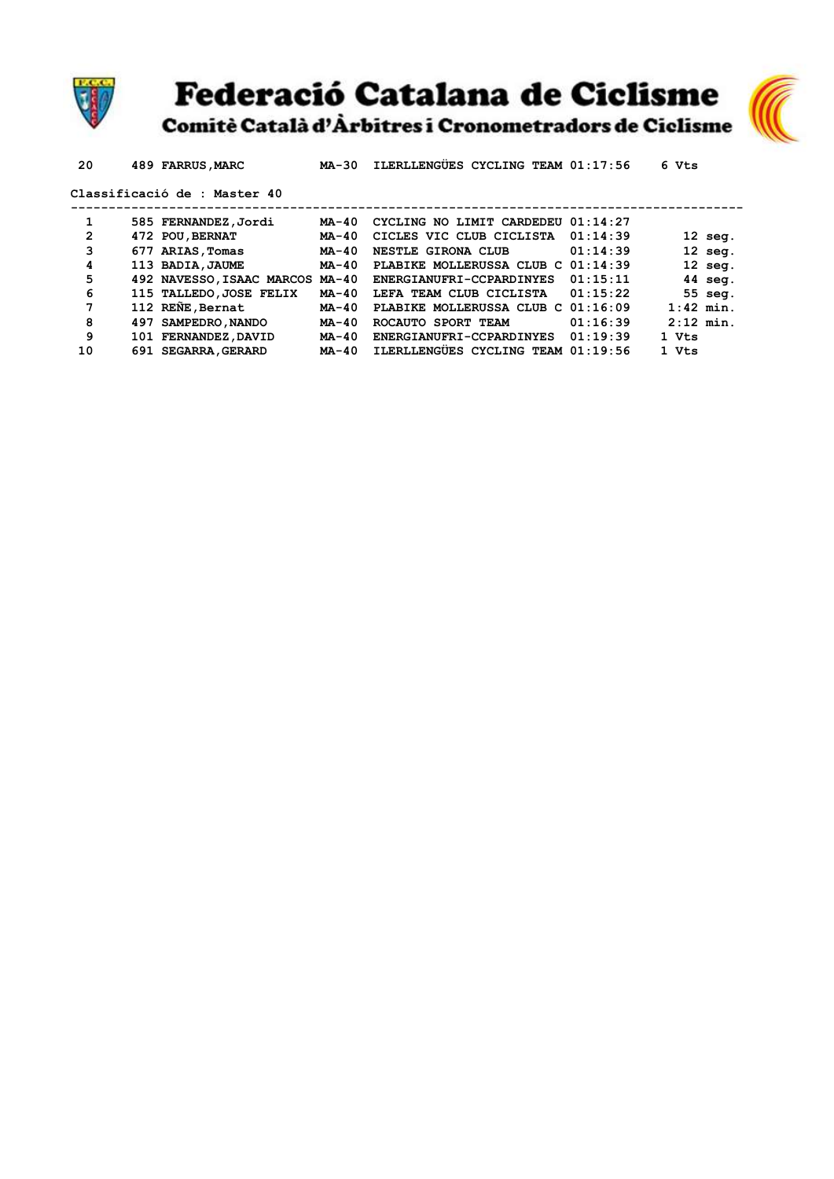| | | | | | | |
|---|---|---|---|---|---|---|
| 20 | 489 | FARRUS,MARC | MA-30 | ILERLLENGÜES CYCLING TEAM | 01:17:56 | 6 Vts |

**Classificació de : Master 40**

| | | | | | | |
|---|---|---|---|---|---|---|
| 1 | 585 | FERNANDEZ,Jordi | MA-40 | CYCLING NO LIMIT CARDEDEU | 01:14:27 | |
| 2 | 472 | POU,BERNAT | MA-40 | CICLES VIC CLUB CICLISTA | 01:14:39 | 12 seg. |
| 3 | 677 | ARIAS,Tomas | MA-40 | NESTLE GIRONA CLUB | 01:14:39 | 12 seg. |
| 4 | 113 | BADIA,JAUME | MA-40 | PLABIKE MOLLERUSSA CLUB C | 01:14:39 | 12 seg. |
| 5 | 492 | NAVESSO,ISAAC MARCOS | MA-40 | ENERGIANUFRI-CCPARDINYES | 01:15:11 | 44 seg. |
| 6 | 115 | TALLEDO,JOSE FELIX | MA-40 | LEFA TEAM CLUB CICLISTA | 01:15:22 | 55 seg. |
| 7 | 112 | REÑE,Bernat | MA-40 | PLABIKE MOLLERUSSA CLUB C | 01:16:09 | 1:42 min. |
| 8 | 497 | SAMPEDRO,NANDO | MA-40 | ROCAUTO SPORT TEAM | 01:16:39 | 2:12 min. |
| 9 | 101 | FERNANDEZ,DAVID | MA-40 | ENERGIANUFRI-CCPARDINYES | 01:19:39 | 1 Vts |
| 10 | 691 | SEGARRA,GERARD | MA-40 | ILERLLENGÜES CYCLING TEAM | 01:19:56 | 1 Vts |